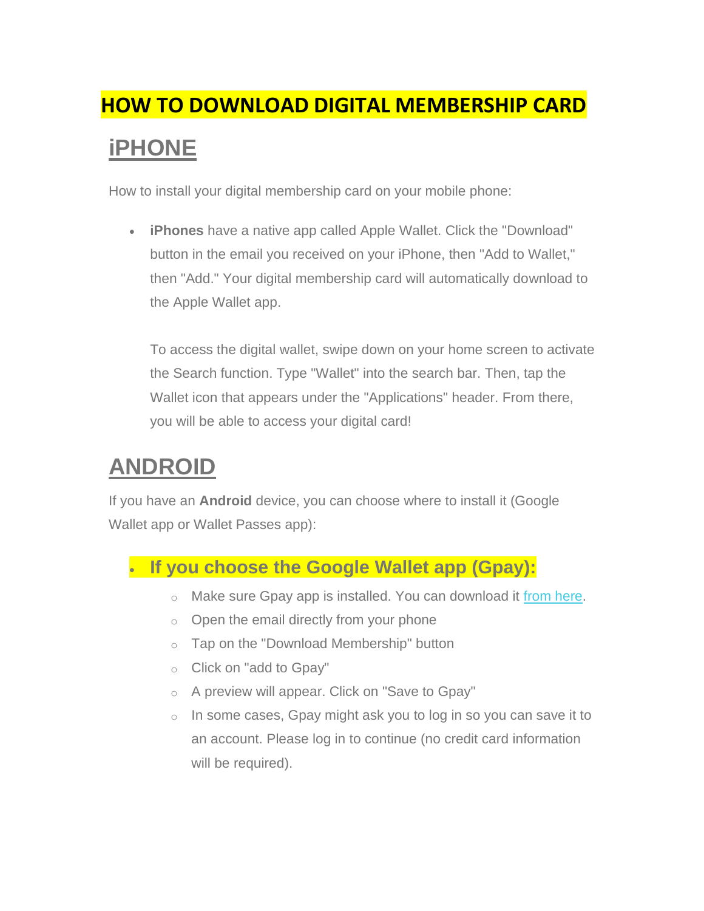# HOW TO DOWNLOAD DIGITAL MEMBERSHIP CARD

## iPHONE

How to install your digital membership card on your mobile phone:

- **iPhones** have a native app called Apple Wallet. Click the "Download" button in the email you received on your iPhone, then "Add to Wallet," then "Add." Your digital membership card will automatically download to the Apple Wallet app.

  To access the digital wallet, swipe down on your home screen to activate the Search function. Type "Wallet" into the search bar. Then, tap the Wallet icon that appears under the "Applications" header. From there, you will be able to access your digital card!

## ANDROID

If you have an **Android** device, you can choose where to install it (Google Wallet app or Wallet Passes app):

- **If you choose the Google Wallet app (Gpay):**
  - Make sure Gpay app is installed. You can download it from here.
  - Open the email directly from your phone
  - Tap on the "Download Membership" button
  - Click on "add to Gpay"
  - A preview will appear. Click on "Save to Gpay"
  - In some cases, Gpay might ask you to log in so you can save it to an account. Please log in to continue (no credit card information will be required).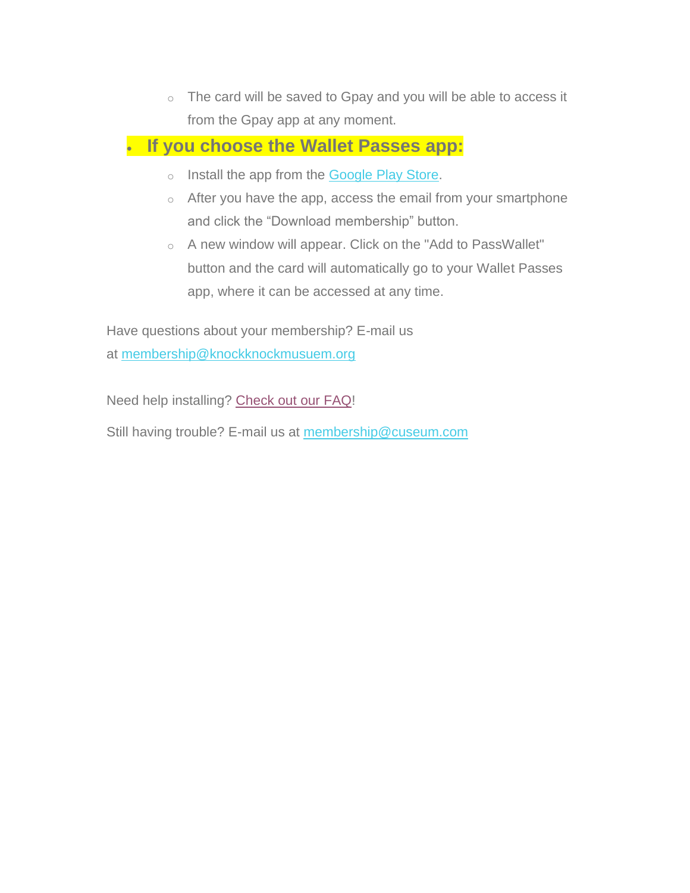- The card will be saved to Gpay and you will be able to access it from the Gpay app at any moment.
- **If you choose the Wallet Passes app:**
    - Install the app from the Google Play Store.
    - After you have the app, access the email from your smartphone and click the "Download membership" button.
    - A new window will appear. Click on the "Add to PassWallet" button and the card will automatically go to your Wallet Passes app, where it can be accessed at any time.

Have questions about your membership? E-mail us at membership@knockknockmusuem.org

Need help installing? Check out our FAQ!

Still having trouble? E-mail us at membership@cuseum.com